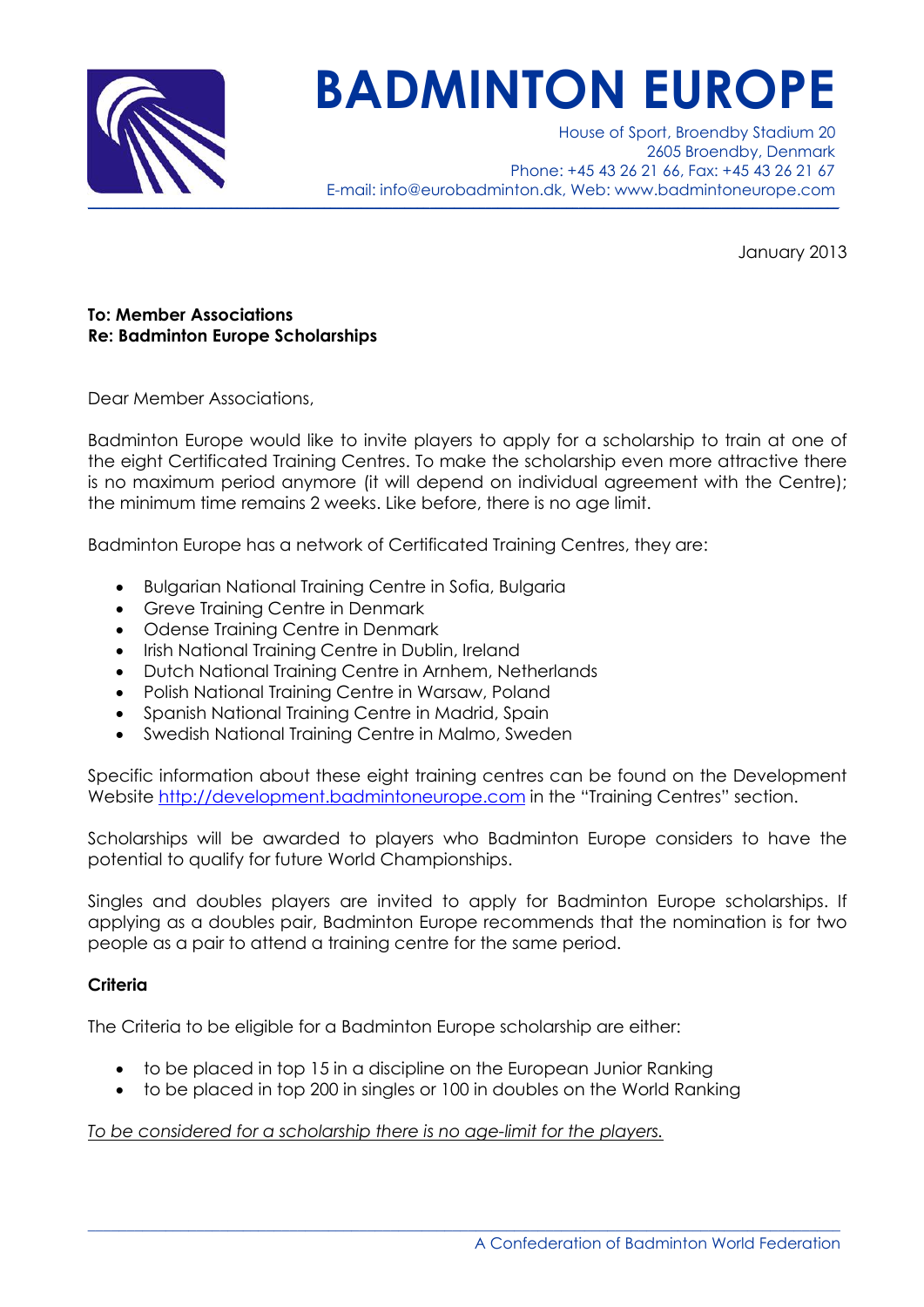# BADMINTON EUROPE

House of Sport, Broendby Stadium 20
2605 Broendby, Denmark
Phone: +45 43 26 21 66, Fax: +45 43 26 21 67
E-mail: info@eurobadminton.dk, Web: www.badmintoneurope.com

January 2013

**To: Member Associations**
**Re: Badminton Europe Scholarships**

Dear Member Associations,

Badminton Europe would like to invite players to apply for a scholarship to train at one of the eight Certificated Training Centres. To make the scholarship even more attractive there is no maximum period anymore (it will depend on individual agreement with the Centre); the minimum time remains 2 weeks. Like before, there is no age limit.

Badminton Europe has a network of Certificated Training Centres, they are:

- Bulgarian National Training Centre in Sofia, Bulgaria
- Greve Training Centre in Denmark
- Odense Training Centre in Denmark
- Irish National Training Centre in Dublin, Ireland
- Dutch National Training Centre in Arnhem, Netherlands
- Polish National Training Centre in Warsaw, Poland
- Spanish National Training Centre in Madrid, Spain
- Swedish National Training Centre in Malmo, Sweden

Specific information about these eight training centres can be found on the Development Website [http://development.badmintoneurope.com](http://development.badmintoneurope.com) in the "Training Centres" section.

Scholarships will be awarded to players who Badminton Europe considers to have the potential to qualify for future World Championships.

Singles and doubles players are invited to apply for Badminton Europe scholarships. If applying as a doubles pair, Badminton Europe recommends that the nomination is for two people as a pair to attend a training centre for the same period.

### Criteria

The Criteria to be eligible for a Badminton Europe scholarship are either:

- to be placed in top 15 in a discipline on the European Junior Ranking
- to be placed in top 200 in singles or 100 in doubles on the World Ranking

*To be considered for a scholarship there is no age-limit for the players.*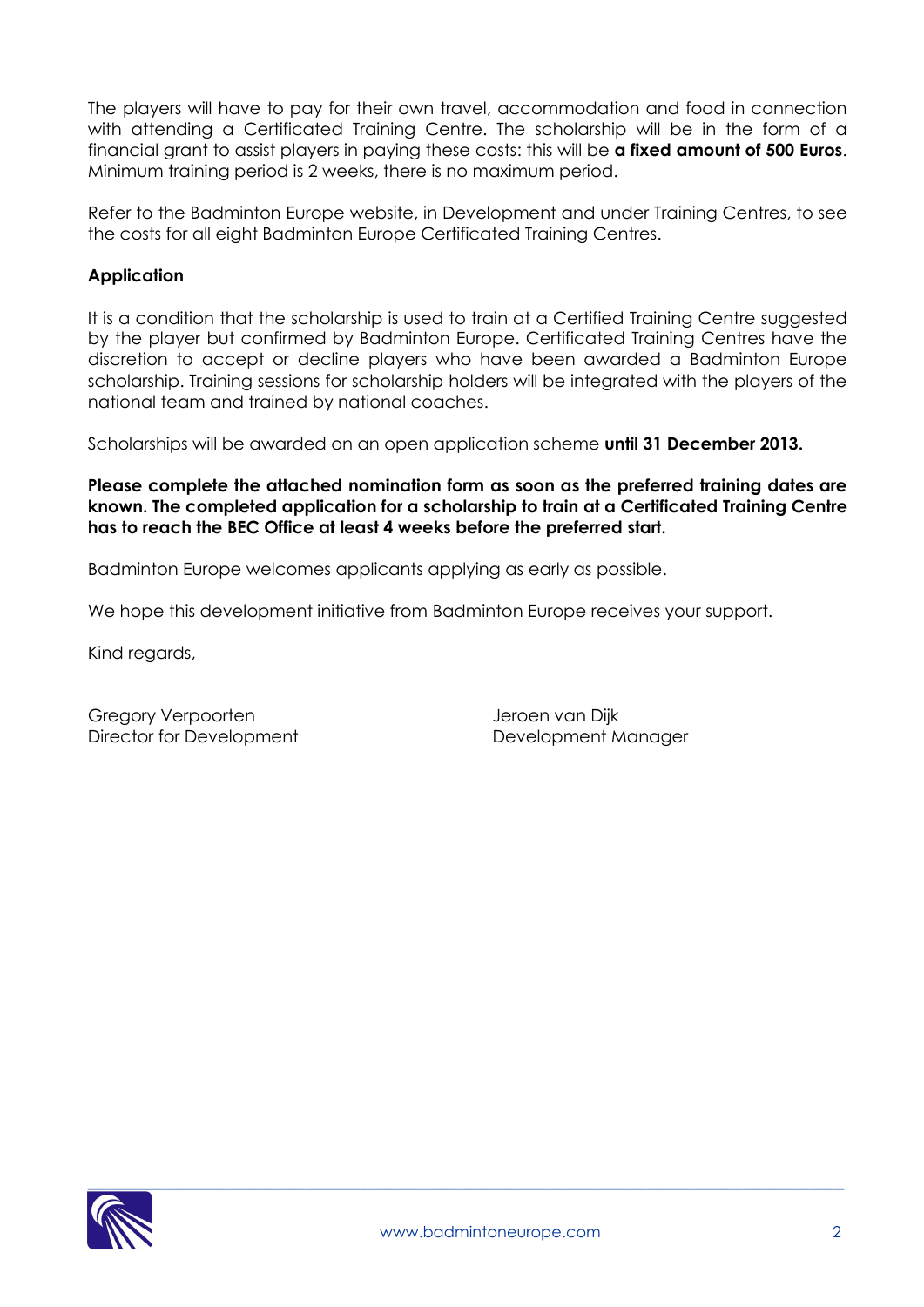The players will have to pay for their own travel, accommodation and food in connection with attending a Certificated Training Centre. The scholarship will be in the form of a financial grant to assist players in paying these costs: this will be **a fixed amount of 500 Euros**. Minimum training period is 2 weeks, there is no maximum period.

Refer to the Badminton Europe website, in Development and under Training Centres, to see the costs for all eight Badminton Europe Certificated Training Centres.

**Application**

It is a condition that the scholarship is used to train at a Certified Training Centre suggested by the player but confirmed by Badminton Europe. Certificated Training Centres have the discretion to accept or decline players who have been awarded a Badminton Europe scholarship. Training sessions for scholarship holders will be integrated with the players of the national team and trained by national coaches.

Scholarships will be awarded on an open application scheme **until 31 December 2013.**

**Please complete the attached nomination form as soon as the preferred training dates are known. The completed application for a scholarship to train at a Certificated Training Centre has to reach the BEC Office at least 4 weeks before the preferred start.**

Badminton Europe welcomes applicants applying as early as possible.

We hope this development initiative from Badminton Europe receives your support.

Kind regards,

Gregory Verpoorten
Director for Development

Jeroen van Dijk
Development Manager